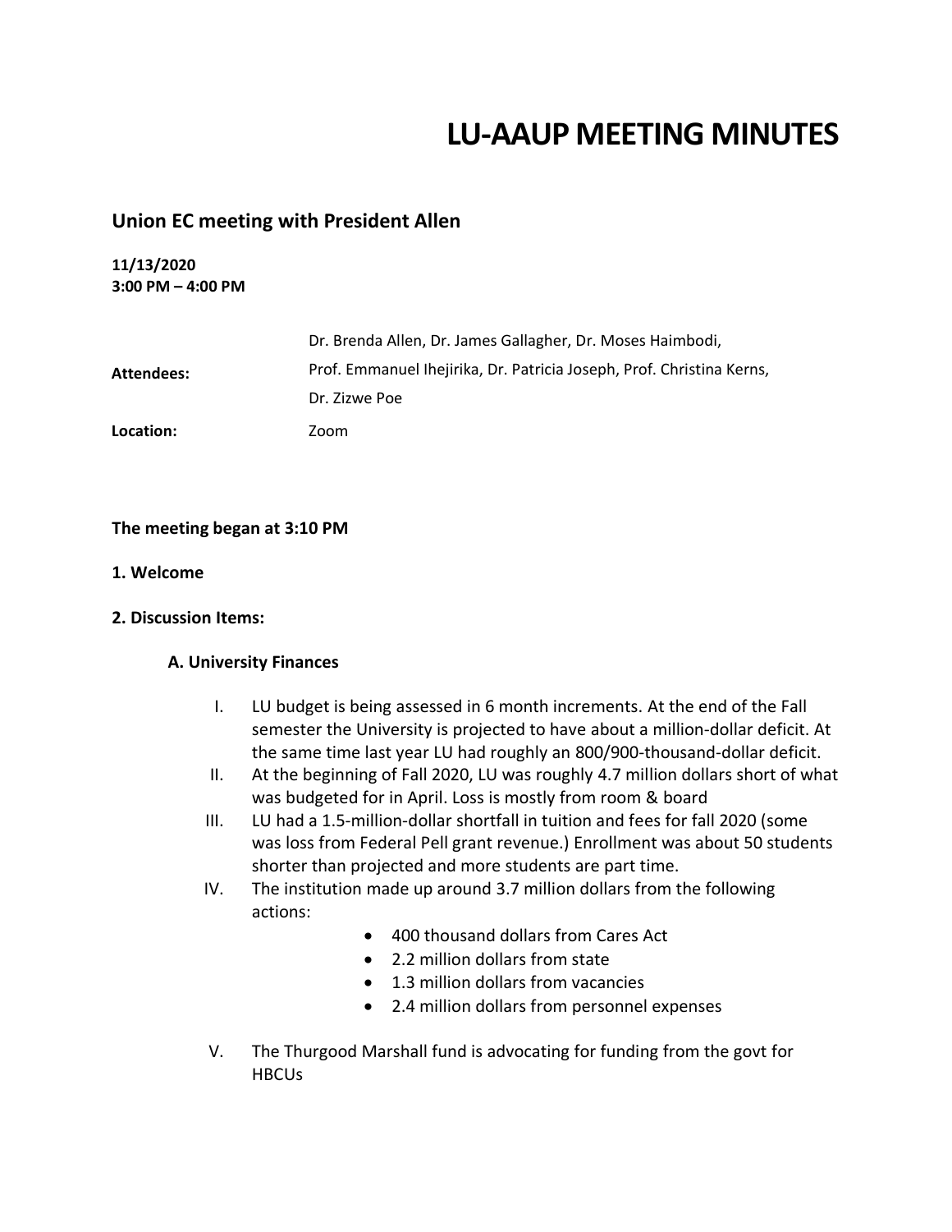# LU-AAUP MEETING MINUTES

## Union EC meeting with President Allen

**11/13/2020**
**3:00 PM – 4:00 PM**

**Attendees:** Dr. Brenda Allen, Dr. James Gallagher, Dr. Moses Haimbodi, Prof. Emmanuel Ihejirika, Dr. Patricia Joseph, Prof. Christina Kerns, Dr. Zizwe Poe

**Location:** Zoom

**The meeting began at 3:10 PM**

**1. Welcome**

**2. Discussion Items:**

**A. University Finances**

I. LU budget is being assessed in 6 month increments. At the end of the Fall semester the University is projected to have about a million-dollar deficit. At the same time last year LU had roughly an 800/900-thousand-dollar deficit.

II. At the beginning of Fall 2020, LU was roughly 4.7 million dollars short of what was budgeted for in April. Loss is mostly from room & board

III. LU had a 1.5-million-dollar shortfall in tuition and fees for fall 2020 (some was loss from Federal Pell grant revenue.) Enrollment was about 50 students shorter than projected and more students are part time.

IV. The institution made up around 3.7 million dollars from the following actions:
   - 400 thousand dollars from Cares Act
   - 2.2 million dollars from state
   - 1.3 million dollars from vacancies
   - 2.4 million dollars from personnel expenses

V. The Thurgood Marshall fund is advocating for funding from the govt for HBCUs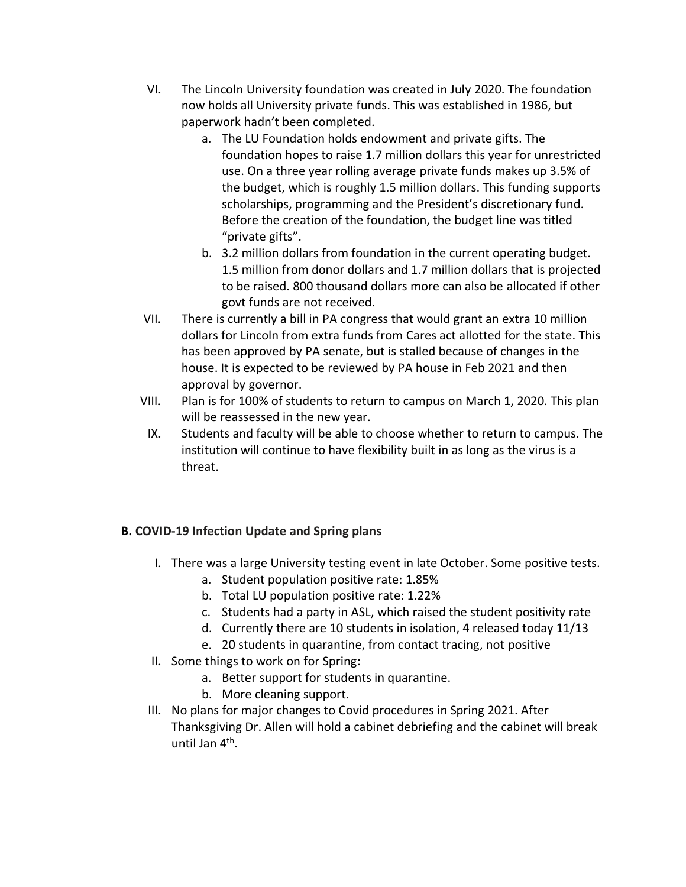VI. The Lincoln University foundation was created in July 2020. The foundation now holds all University private funds. This was established in 1986, but paperwork hadn't been completed.
    a. The LU Foundation holds endowment and private gifts. The foundation hopes to raise 1.7 million dollars this year for unrestricted use. On a three year rolling average private funds makes up 3.5% of the budget, which is roughly 1.5 million dollars. This funding supports scholarships, programming and the President's discretionary fund. Before the creation of the foundation, the budget line was titled "private gifts".
    b. 3.2 million dollars from foundation in the current operating budget. 1.5 million from donor dollars and 1.7 million dollars that is projected to be raised. 800 thousand dollars more can also be allocated if other govt funds are not received.

VII. There is currently a bill in PA congress that would grant an extra 10 million dollars for Lincoln from extra funds from Cares act allotted for the state. This has been approved by PA senate, but is stalled because of changes in the house. It is expected to be reviewed by PA house in Feb 2021 and then approval by governor.

VIII. Plan is for 100% of students to return to campus on March 1, 2020. This plan will be reassessed in the new year.

IX. Students and faculty will be able to choose whether to return to campus. The institution will continue to have flexibility built in as long as the virus is a threat.

**B. COVID-19 Infection Update and Spring plans**

I. There was a large University testing event in late October. Some positive tests.
    a. Student population positive rate: 1.85%
    b. Total LU population positive rate: 1.22%
    c. Students had a party in ASL, which raised the student positivity rate
    d. Currently there are 10 students in isolation, 4 released today 11/13
    e. 20 students in quarantine, from contact tracing, not positive

II. Some things to work on for Spring:
    a. Better support for students in quarantine.
    b. More cleaning support.

III. No plans for major changes to Covid procedures in Spring 2021. After Thanksgiving Dr. Allen will hold a cabinet debriefing and the cabinet will break until Jan 4th.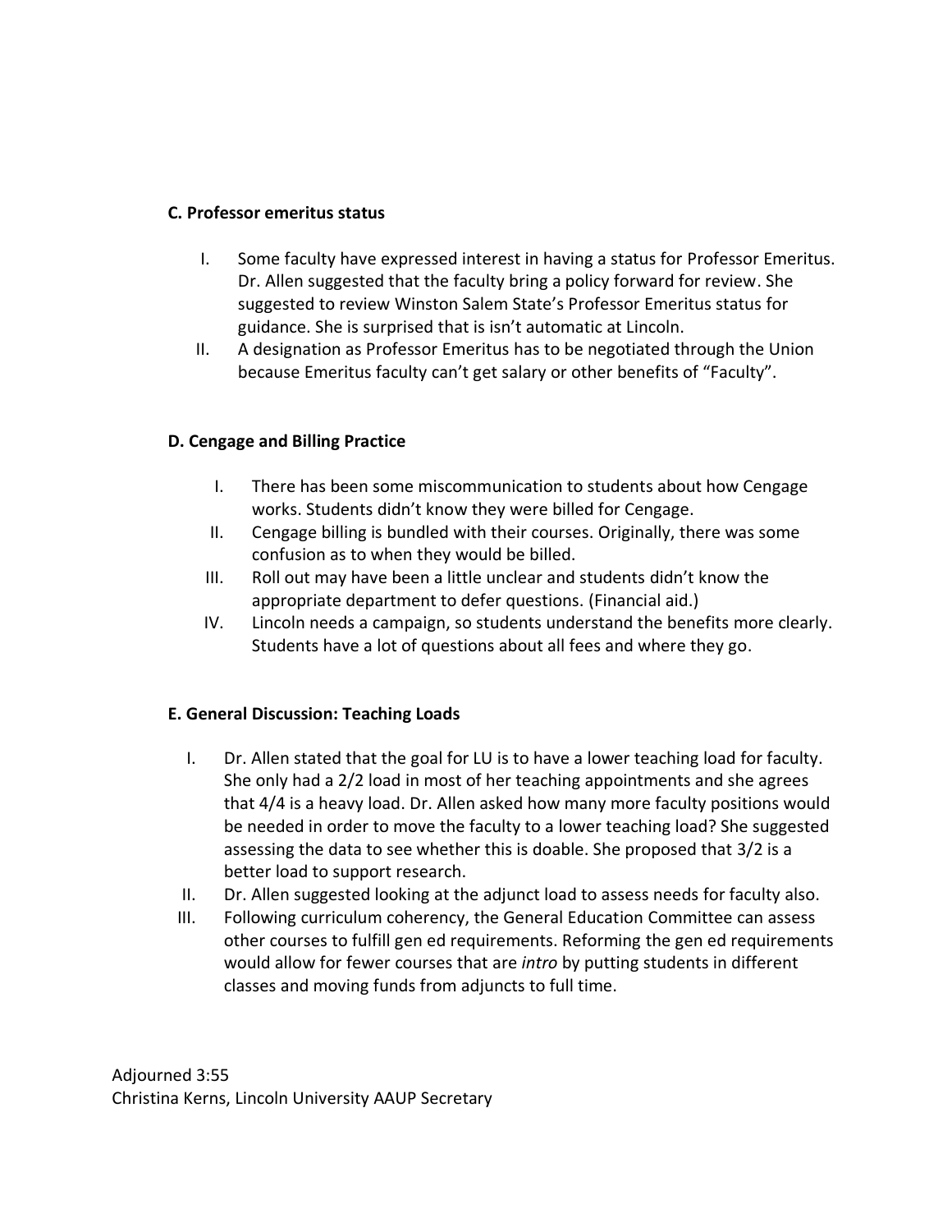**C. Professor emeritus status**

I. Some faculty have expressed interest in having a status for Professor Emeritus. Dr. Allen suggested that the faculty bring a policy forward for review. She suggested to review Winston Salem State's Professor Emeritus status for guidance. She is surprised that is isn't automatic at Lincoln.

II. A designation as Professor Emeritus has to be negotiated through the Union because Emeritus faculty can't get salary or other benefits of "Faculty".

**D. Cengage and Billing Practice**

I. There has been some miscommunication to students about how Cengage works. Students didn't know they were billed for Cengage.

II. Cengage billing is bundled with their courses. Originally, there was some confusion as to when they would be billed.

III. Roll out may have been a little unclear and students didn't know the appropriate department to defer questions. (Financial aid.)

IV. Lincoln needs a campaign, so students understand the benefits more clearly. Students have a lot of questions about all fees and where they go.

**E. General Discussion: Teaching Loads**

I. Dr. Allen stated that the goal for LU is to have a lower teaching load for faculty. She only had a 2/2 load in most of her teaching appointments and she agrees that 4/4 is a heavy load. Dr. Allen asked how many more faculty positions would be needed in order to move the faculty to a lower teaching load? She suggested assessing the data to see whether this is doable. She proposed that 3/2 is a better load to support research.

II. Dr. Allen suggested looking at the adjunct load to assess needs for faculty also.

III. Following curriculum coherency, the General Education Committee can assess other courses to fulfill gen ed requirements. Reforming the gen ed requirements would allow for fewer courses that are *intro* by putting students in different classes and moving funds from adjuncts to full time.

Adjourned 3:55
Christina Kerns, Lincoln University AAUP Secretary